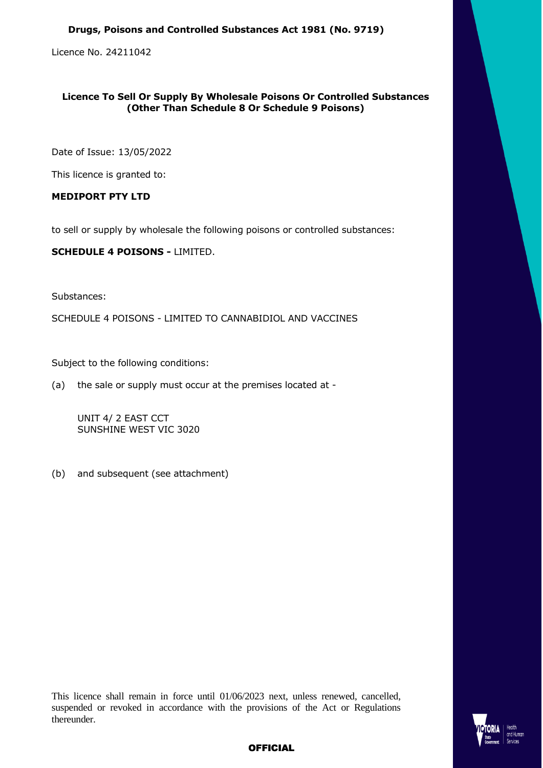**Drugs, Poisons and Controlled Substances Act 1981 (No. 9719)**

Licence No. 24211042

**Licence To Sell Or Supply By Wholesale Poisons Or Controlled Substances (Other Than Schedule 8 Or Schedule 9 Poisons)**

Date of Issue: 13/05/2022

This licence is granted to:

**MEDIPORT PTY LTD**

to sell or supply by wholesale the following poisons or controlled substances:

**SCHEDULE 4 POISONS -** LIMITED.

Substances:

SCHEDULE 4 POISONS - LIMITED TO CANNABIDIOL AND VACCINES

Subject to the following conditions:

(a) the sale or supply must occur at the premises located at -

UNIT 4/ 2 EAST CCT
SUNSHINE WEST VIC 3020

(b) and subsequent (see attachment)

This licence shall remain in force until 01/06/2023 next, unless renewed, cancelled, suspended or revoked in accordance with the provisions of the Act or Regulations thereunder.

**OFFICIAL**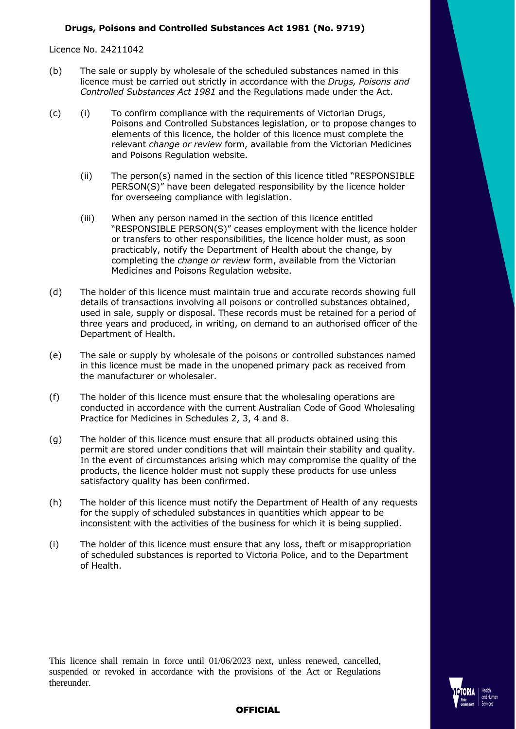**Drugs, Poisons and Controlled Substances Act 1981 (No. 9719)**

Licence No. 24211042

(b) The sale or supply by wholesale of the scheduled substances named in this licence must be carried out strictly in accordance with the *Drugs, Poisons and Controlled Substances Act 1981* and the Regulations made under the Act.

(c) (i) To confirm compliance with the requirements of Victorian Drugs, Poisons and Controlled Substances legislation, or to propose changes to elements of this licence, the holder of this licence must complete the relevant *change or review* form, available from the Victorian Medicines and Poisons Regulation website.

(ii) The person(s) named in the section of this licence titled "RESPONSIBLE PERSON(S)" have been delegated responsibility by the licence holder for overseeing compliance with legislation.

(iii) When any person named in the section of this licence entitled "RESPONSIBLE PERSON(S)" ceases employment with the licence holder or transfers to other responsibilities, the licence holder must, as soon practicably, notify the Department of Health about the change, by completing the *change or review* form, available from the Victorian Medicines and Poisons Regulation website.

(d) The holder of this licence must maintain true and accurate records showing full details of transactions involving all poisons or controlled substances obtained, used in sale, supply or disposal. These records must be retained for a period of three years and produced, in writing, on demand to an authorised officer of the Department of Health.

(e) The sale or supply by wholesale of the poisons or controlled substances named in this licence must be made in the unopened primary pack as received from the manufacturer or wholesaler.

(f) The holder of this licence must ensure that the wholesaling operations are conducted in accordance with the current Australian Code of Good Wholesaling Practice for Medicines in Schedules 2, 3, 4 and 8.

(g) The holder of this licence must ensure that all products obtained using this permit are stored under conditions that will maintain their stability and quality. In the event of circumstances arising which may compromise the quality of the products, the licence holder must not supply these products for use unless satisfactory quality has been confirmed.

(h) The holder of this licence must notify the Department of Health of any requests for the supply of scheduled substances in quantities which appear to be inconsistent with the activities of the business for which it is being supplied.

(i) The holder of this licence must ensure that any loss, theft or misappropriation of scheduled substances is reported to Victoria Police, and to the Department of Health.

This licence shall remain in force until 01/06/2023 next, unless renewed, cancelled, suspended or revoked in accordance with the provisions of the Act or Regulations thereunder.

**OFFICIAL**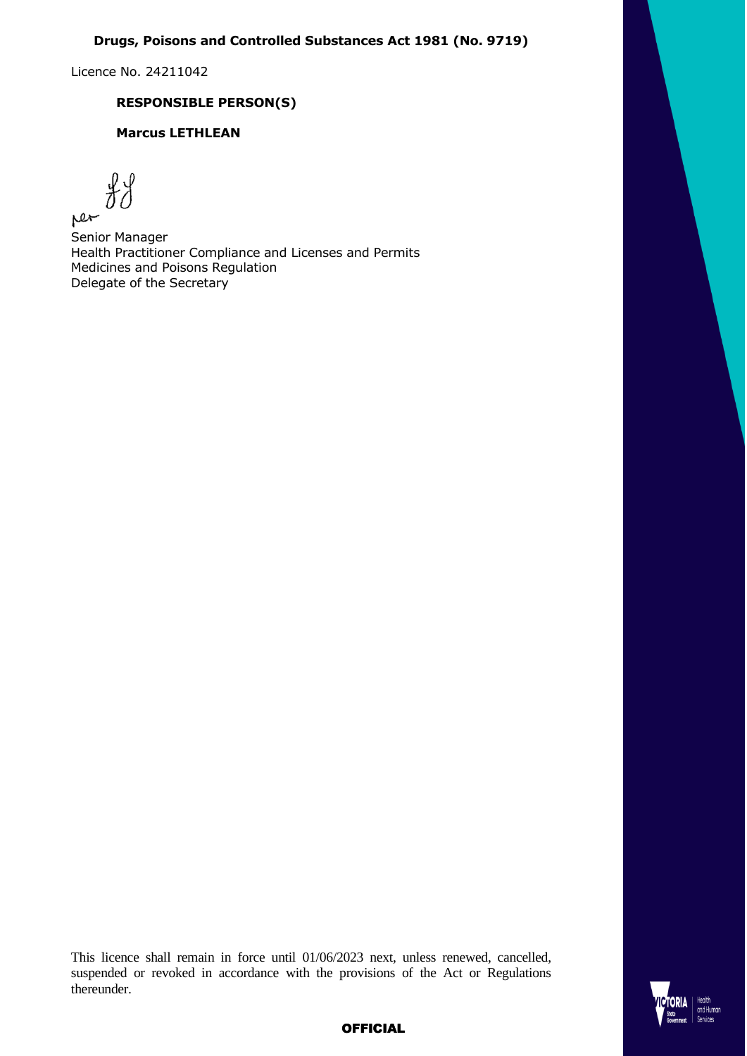**Drugs, Poisons and Controlled Substances Act 1981 (No. 9719)**

Licence No. 24211042

**RESPONSIBLE PERSON(S)**

**Marcus LETHLEAN**

Senior Manager
Health Practitioner Compliance and Licenses and Permits
Medicines and Poisons Regulation
Delegate of the Secretary

This licence shall remain in force until 01/06/2023 next, unless renewed, cancelled, suspended or revoked in accordance with the provisions of the Act or Regulations thereunder.

**OFFICIAL**